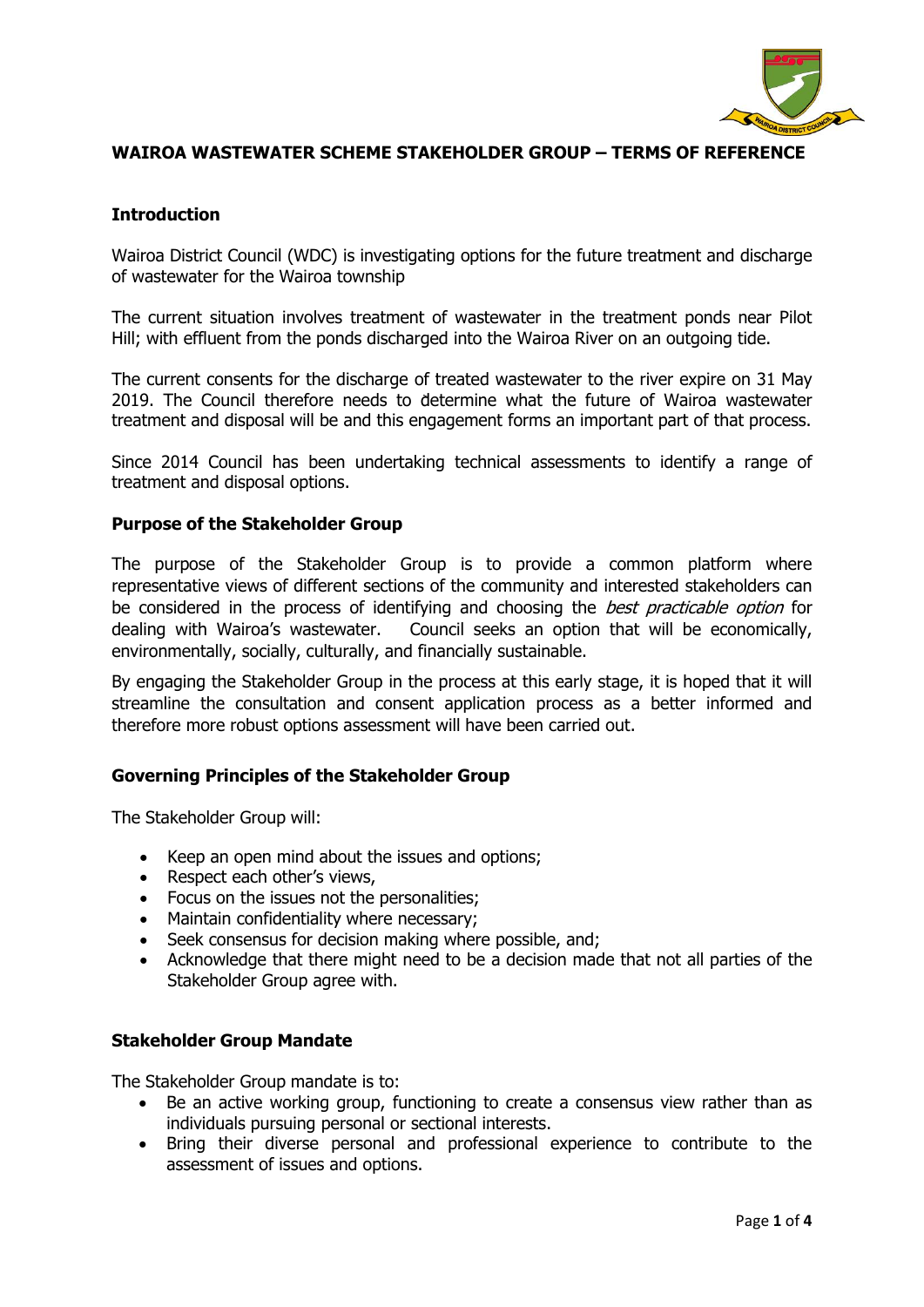# WAIROA WASTEWATER SCHEME STAKEHOLDER GROUP – TERMS OF REFERENCE

## Introduction

Wairoa District Council (WDC) is investigating options for the future treatment and discharge of wastewater for the Wairoa township

The current situation involves treatment of wastewater in the treatment ponds near Pilot Hill; with effluent from the ponds discharged into the Wairoa River on an outgoing tide.

The current consents for the discharge of treated wastewater to the river expire on 31 May 2019. The Council therefore needs to determine what the future of Wairoa wastewater treatment and disposal will be and this engagement forms an important part of that process.

Since 2014 Council has been undertaking technical assessments to identify a range of treatment and disposal options.

## Purpose of the Stakeholder Group

The purpose of the Stakeholder Group is to provide a common platform where representative views of different sections of the community and interested stakeholders can be considered in the process of identifying and choosing the *best practicable option* for dealing with Wairoa's wastewater. Council seeks an option that will be economically, environmentally, socially, culturally, and financially sustainable.

By engaging the Stakeholder Group in the process at this early stage, it is hoped that it will streamline the consultation and consent application process as a better informed and therefore more robust options assessment will have been carried out.

## Governing Principles of the Stakeholder Group

The Stakeholder Group will:

- Keep an open mind about the issues and options;
- Respect each other's views,
- Focus on the issues not the personalities;
- Maintain confidentiality where necessary;
- Seek consensus for decision making where possible, and;
- Acknowledge that there might need to be a decision made that not all parties of the Stakeholder Group agree with.

## Stakeholder Group Mandate

The Stakeholder Group mandate is to:

- Be an active working group, functioning to create a consensus view rather than as individuals pursuing personal or sectional interests.
- Bring their diverse personal and professional experience to contribute to the assessment of issues and options.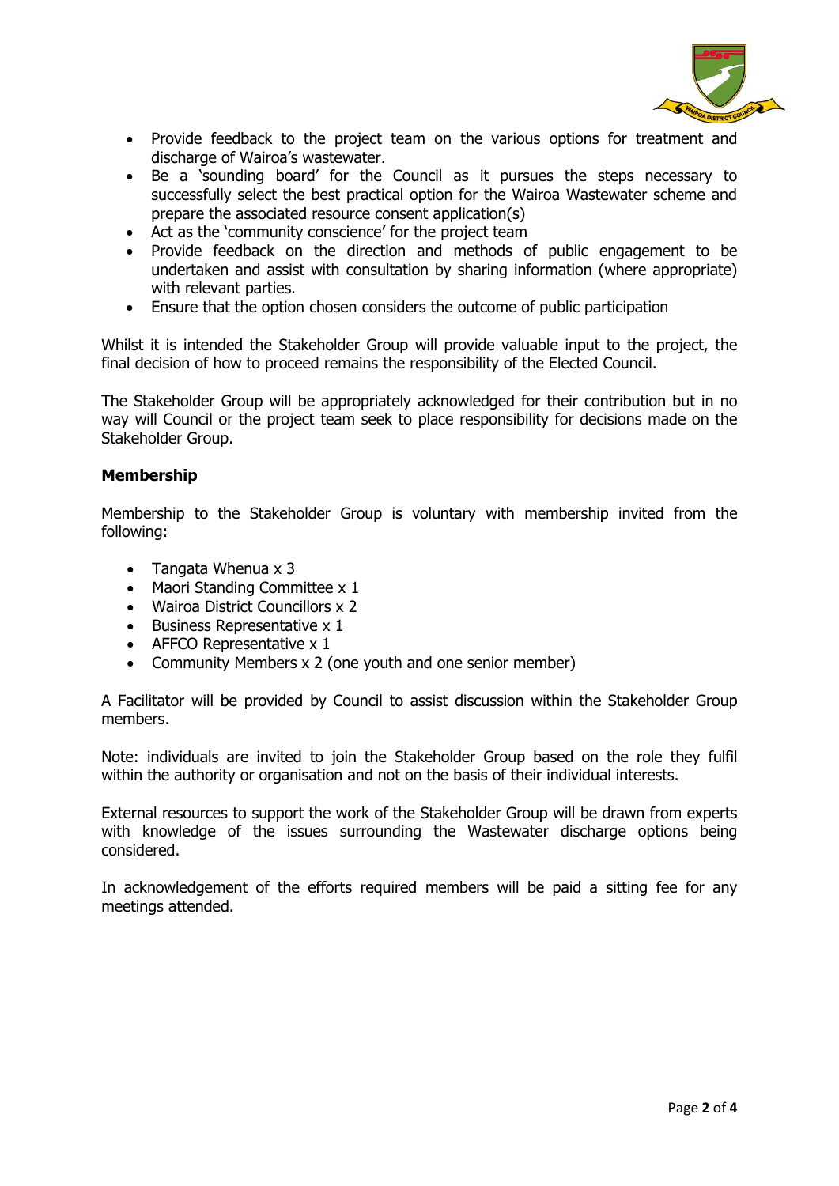- Provide feedback to the project team on the various options for treatment and discharge of Wairoa's wastewater.
- Be a 'sounding board' for the Council as it pursues the steps necessary to successfully select the best practical option for the Wairoa Wastewater scheme and prepare the associated resource consent application(s)
- Act as the 'community conscience' for the project team
- Provide feedback on the direction and methods of public engagement to be undertaken and assist with consultation by sharing information (where appropriate) with relevant parties.
- Ensure that the option chosen considers the outcome of public participation

Whilst it is intended the Stakeholder Group will provide valuable input to the project, the final decision of how to proceed remains the responsibility of the Elected Council.

The Stakeholder Group will be appropriately acknowledged for their contribution but in no way will Council or the project team seek to place responsibility for decisions made on the Stakeholder Group.

**Membership**

Membership to the Stakeholder Group is voluntary with membership invited from the following:

- Tangata Whenua x 3
- Maori Standing Committee x 1
- Wairoa District Councillors x 2
- Business Representative x 1
- AFFCO Representative x 1
- Community Members x 2 (one youth and one senior member)

A Facilitator will be provided by Council to assist discussion within the Stakeholder Group members.

Note: individuals are invited to join the Stakeholder Group based on the role they fulfil within the authority or organisation and not on the basis of their individual interests.

External resources to support the work of the Stakeholder Group will be drawn from experts with knowledge of the issues surrounding the Wastewater discharge options being considered.

In acknowledgement of the efforts required members will be paid a sitting fee for any meetings attended.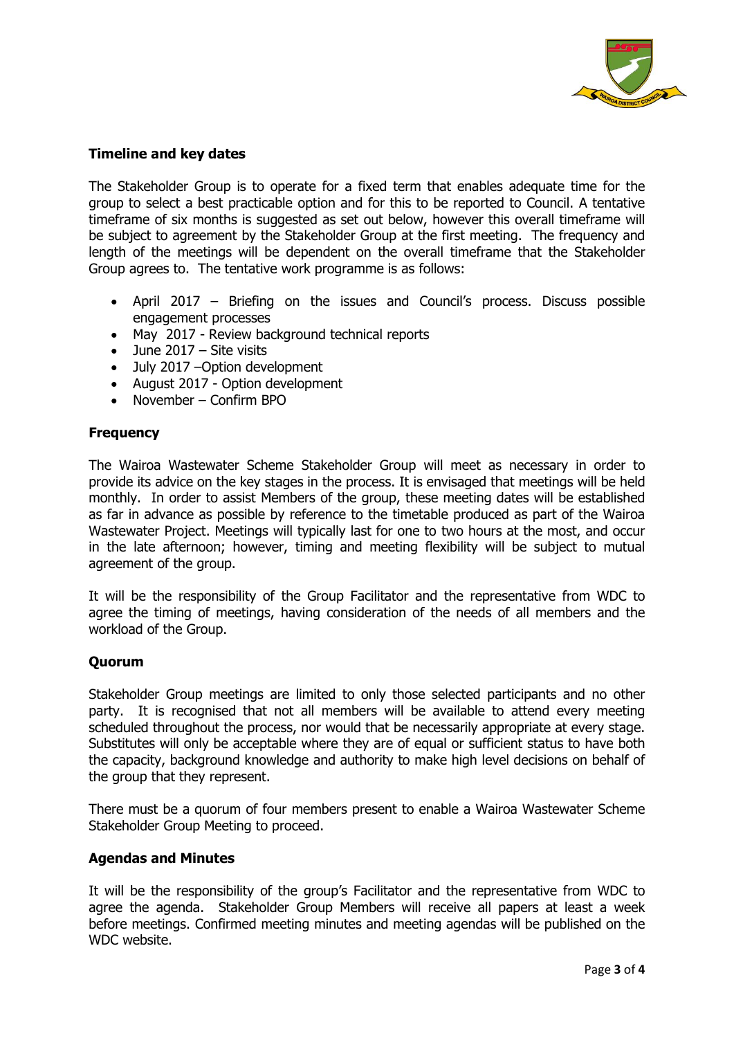**Timeline and key dates**

The Stakeholder Group is to operate for a fixed term that enables adequate time for the group to select a best practicable option and for this to be reported to Council. A tentative timeframe of six months is suggested as set out below, however this overall timeframe will be subject to agreement by the Stakeholder Group at the first meeting. The frequency and length of the meetings will be dependent on the overall timeframe that the Stakeholder Group agrees to. The tentative work programme is as follows:

- April 2017 – Briefing on the issues and Council's process. Discuss possible engagement processes
- May 2017 - Review background technical reports
- June 2017 – Site visits
- July 2017 –Option development
- August 2017 - Option development
- November – Confirm BPO

**Frequency**

The Wairoa Wastewater Scheme Stakeholder Group will meet as necessary in order to provide its advice on the key stages in the process. It is envisaged that meetings will be held monthly. In order to assist Members of the group, these meeting dates will be established as far in advance as possible by reference to the timetable produced as part of the Wairoa Wastewater Project. Meetings will typically last for one to two hours at the most, and occur in the late afternoon; however, timing and meeting flexibility will be subject to mutual agreement of the group.

It will be the responsibility of the Group Facilitator and the representative from WDC to agree the timing of meetings, having consideration of the needs of all members and the workload of the Group.

**Quorum**

Stakeholder Group meetings are limited to only those selected participants and no other party. It is recognised that not all members will be available to attend every meeting scheduled throughout the process, nor would that be necessarily appropriate at every stage. Substitutes will only be acceptable where they are of equal or sufficient status to have both the capacity, background knowledge and authority to make high level decisions on behalf of the group that they represent.

There must be a quorum of four members present to enable a Wairoa Wastewater Scheme Stakeholder Group Meeting to proceed.

**Agendas and Minutes**

It will be the responsibility of the group's Facilitator and the representative from WDC to agree the agenda. Stakeholder Group Members will receive all papers at least a week before meetings. Confirmed meeting minutes and meeting agendas will be published on the WDC website.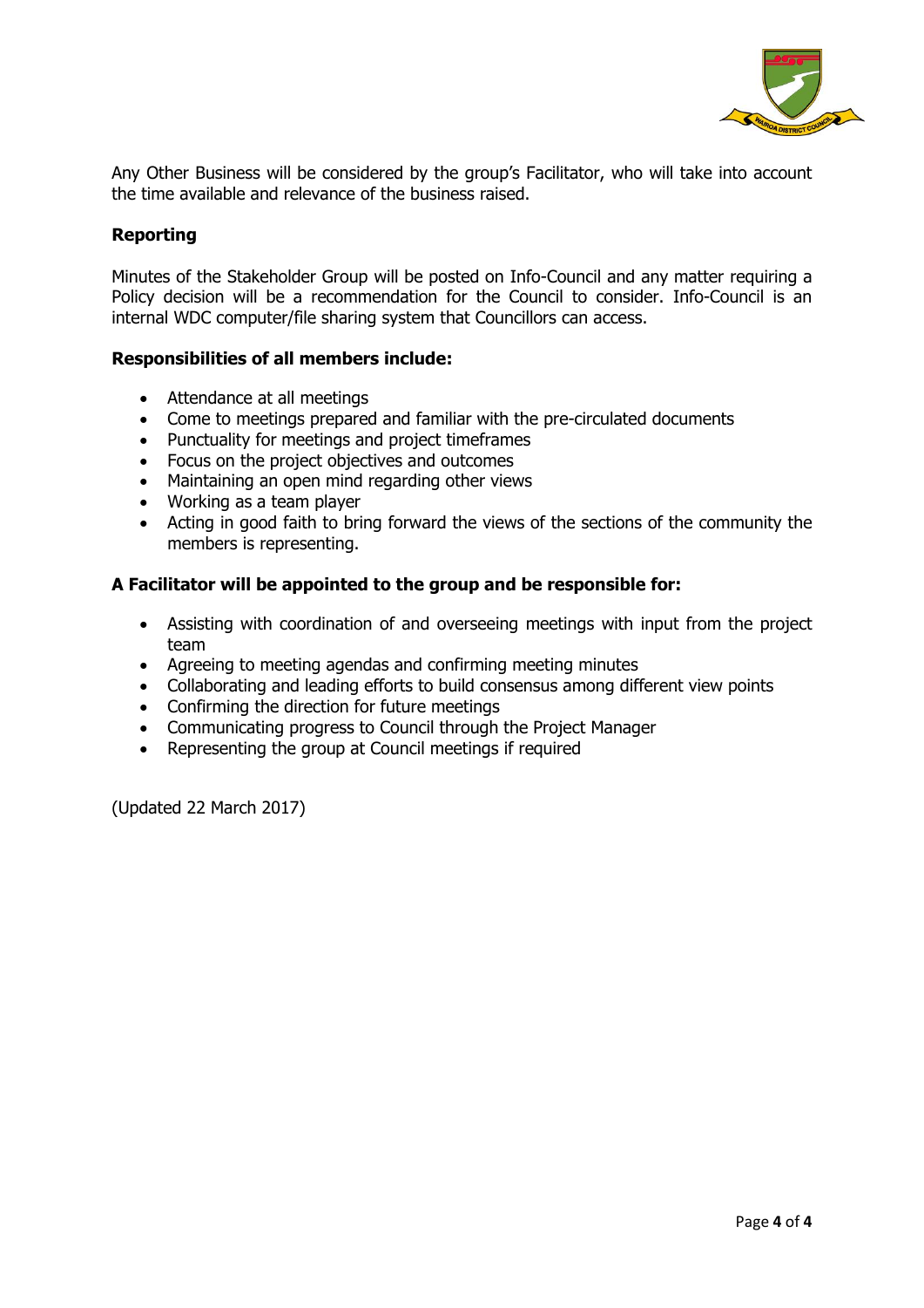Any Other Business will be considered by the group's Facilitator, who will take into account the time available and relevance of the business raised.

**Reporting**

Minutes of the Stakeholder Group will be posted on Info-Council and any matter requiring a Policy decision will be a recommendation for the Council to consider. Info-Council is an internal WDC computer/file sharing system that Councillors can access.

**Responsibilities of all members include:**

- Attendance at all meetings
- Come to meetings prepared and familiar with the pre-circulated documents
- Punctuality for meetings and project timeframes
- Focus on the project objectives and outcomes
- Maintaining an open mind regarding other views
- Working as a team player
- Acting in good faith to bring forward the views of the sections of the community the members is representing.

**A Facilitator will be appointed to the group and be responsible for:**

- Assisting with coordination of and overseeing meetings with input from the project team
- Agreeing to meeting agendas and confirming meeting minutes
- Collaborating and leading efforts to build consensus among different view points
- Confirming the direction for future meetings
- Communicating progress to Council through the Project Manager
- Representing the group at Council meetings if required

(Updated 22 March 2017)